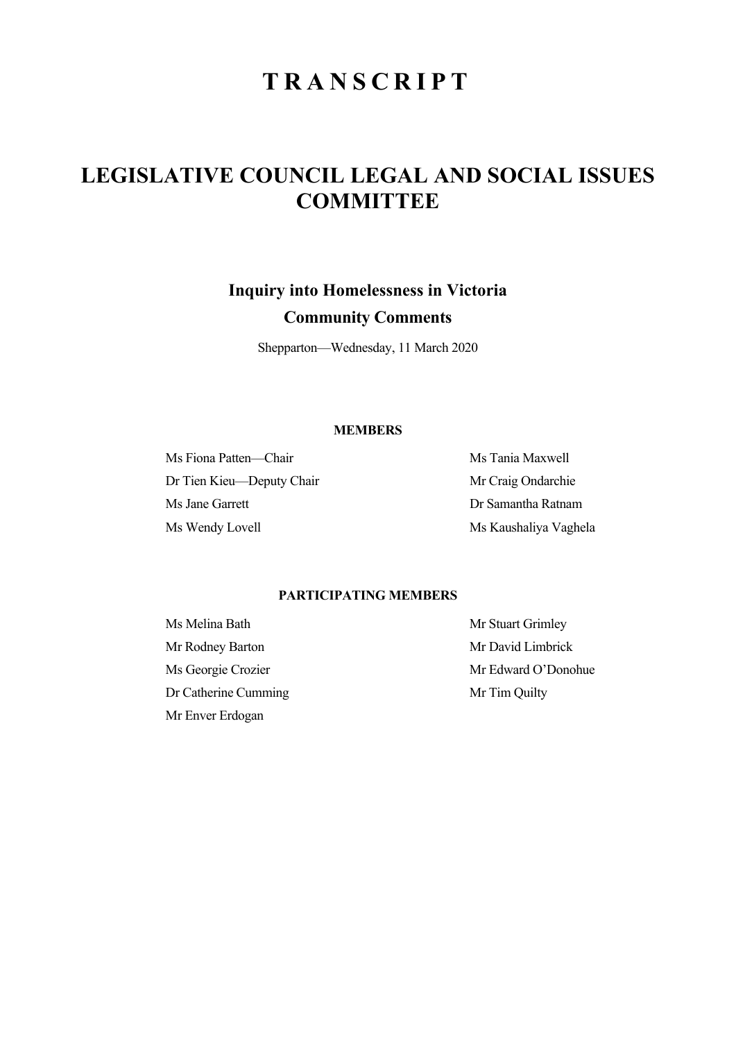# TRANSCRIPT

# LEGISLATIVE COUNCIL LEGAL AND SOCIAL ISSUES COMMITTEE

### Inquiry into Homelessness in Victoria

### Community Comments

Shepparton—Wednesday, 11 March 2020

#### MEMBERS

Ms Fiona Patten—Chair

Dr Tien Kieu—Deputy Chair

Ms Jane Garrett

Ms Wendy Lovell

Ms Tania Maxwell

Mr Craig Ondarchie

Dr Samantha Ratnam

Ms Kaushaliya Vaghela

#### PARTICIPATING MEMBERS

Ms Melina Bath

Mr Rodney Barton

Ms Georgie Crozier

Dr Catherine Cumming

Mr Enver Erdogan

Mr Stuart Grimley

Mr David Limbrick

Mr Edward O'Donohue

Mr Tim Quilty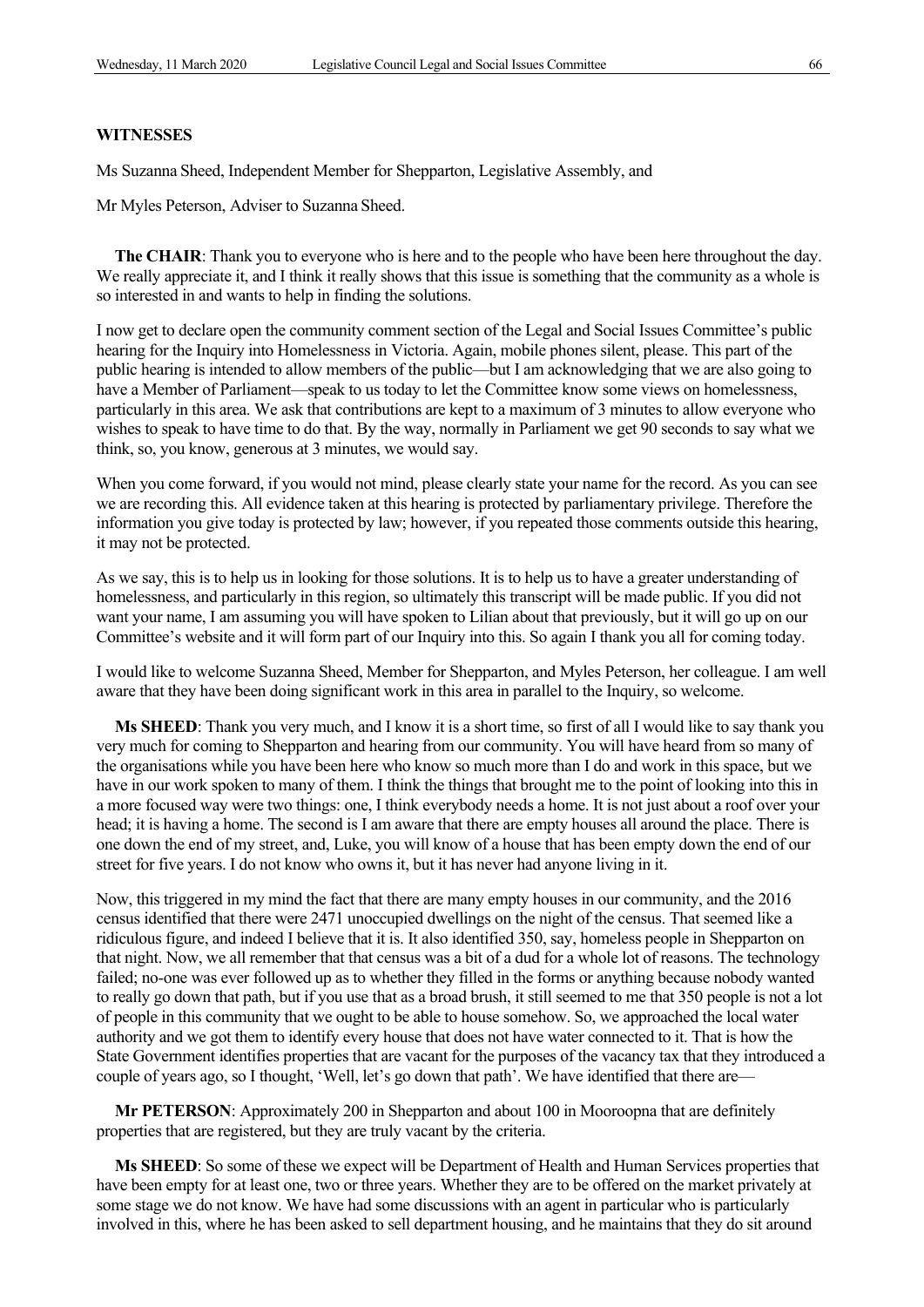## WITNESSES

Ms Suzanna Sheed, Independent Member for Shepparton, Legislative Assembly, and

Mr Myles Peterson, Adviser to Suzanna Sheed.

**The CHAIR**: Thank you to everyone who is here and to the people who have been here throughout the day. We really appreciate it, and I think it really shows that this issue is something that the community as a whole is so interested in and wants to help in finding the solutions.

I now get to declare open the community comment section of the Legal and Social Issues Committee's public hearing for the Inquiry into Homelessness in Victoria. Again, mobile phones silent, please. This part of the public hearing is intended to allow members of the public—but I am acknowledging that we are also going to have a Member of Parliament—speak to us today to let the Committee know some views on homelessness, particularly in this area. We ask that contributions are kept to a maximum of 3 minutes to allow everyone who wishes to speak to have time to do that. By the way, normally in Parliament we get 90 seconds to say what we think, so, you know, generous at 3 minutes, we would say.

When you come forward, if you would not mind, please clearly state your name for the record. As you can see we are recording this. All evidence taken at this hearing is protected by parliamentary privilege. Therefore the information you give today is protected by law; however, if you repeated those comments outside this hearing, it may not be protected.

As we say, this is to help us in looking for those solutions. It is to help us to have a greater understanding of homelessness, and particularly in this region, so ultimately this transcript will be made public. If you did not want your name, I am assuming you will have spoken to Lilian about that previously, but it will go up on our Committee's website and it will form part of our Inquiry into this. So again I thank you all for coming today.

I would like to welcome Suzanna Sheed, Member for Shepparton, and Myles Peterson, her colleague. I am well aware that they have been doing significant work in this area in parallel to the Inquiry, so welcome.

**Ms SHEED**: Thank you very much, and I know it is a short time, so first of all I would like to say thank you very much for coming to Shepparton and hearing from our community. You will have heard from so many of the organisations while you have been here who know so much more than I do and work in this space, but we have in our work spoken to many of them. I think the things that brought me to the point of looking into this in a more focused way were two things: one, I think everybody needs a home. It is not just about a roof over your head; it is having a home. The second is I am aware that there are empty houses all around the place. There is one down the end of my street, and, Luke, you will know of a house that has been empty down the end of our street for five years. I do not know who owns it, but it has never had anyone living in it.

Now, this triggered in my mind the fact that there are many empty houses in our community, and the 2016 census identified that there were 2471 unoccupied dwellings on the night of the census. That seemed like a ridiculous figure, and indeed I believe that it is. It also identified 350, say, homeless people in Shepparton on that night. Now, we all remember that that census was a bit of a dud for a whole lot of reasons. The technology failed; no-one was ever followed up as to whether they filled in the forms or anything because nobody wanted to really go down that path, but if you use that as a broad brush, it still seemed to me that 350 people is not a lot of people in this community that we ought to be able to house somehow. So, we approached the local water authority and we got them to identify every house that does not have water connected to it. That is how the State Government identifies properties that are vacant for the purposes of the vacancy tax that they introduced a couple of years ago, so I thought, 'Well, let's go down that path'. We have identified that there are—

**Mr PETERSON**: Approximately 200 in Shepparton and about 100 in Mooroopna that are definitely properties that are registered, but they are truly vacant by the criteria.

**Ms SHEED**: So some of these we expect will be Department of Health and Human Services properties that have been empty for at least one, two or three years. Whether they are to be offered on the market privately at some stage we do not know. We have had some discussions with an agent in particular who is particularly involved in this, where he has been asked to sell department housing, and he maintains that they do sit around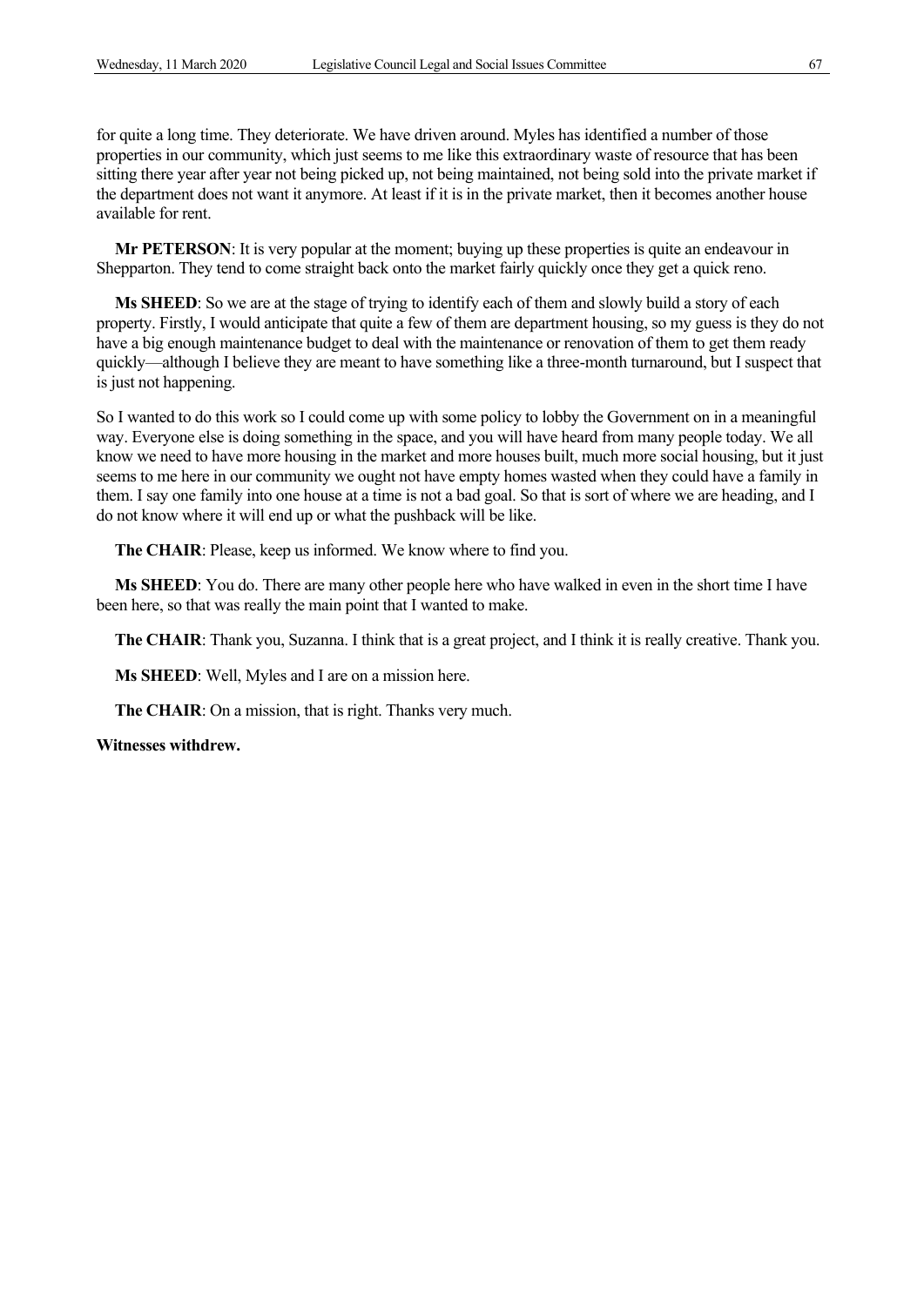for quite a long time. They deteriorate. We have driven around. Myles has identified a number of those properties in our community, which just seems to me like this extraordinary waste of resource that has been sitting there year after year not being picked up, not being maintained, not being sold into the private market if the department does not want it anymore. At least if it is in the private market, then it becomes another house available for rent.

**Mr PETERSON**: It is very popular at the moment; buying up these properties is quite an endeavour in Shepparton. They tend to come straight back onto the market fairly quickly once they get a quick reno.

**Ms SHEED**: So we are at the stage of trying to identify each of them and slowly build a story of each property. Firstly, I would anticipate that quite a few of them are department housing, so my guess is they do not have a big enough maintenance budget to deal with the maintenance or renovation of them to get them ready quickly—although I believe they are meant to have something like a three-month turnaround, but I suspect that is just not happening.

So I wanted to do this work so I could come up with some policy to lobby the Government on in a meaningful way. Everyone else is doing something in the space, and you will have heard from many people today. We all know we need to have more housing in the market and more houses built, much more social housing, but it just seems to me here in our community we ought not have empty homes wasted when they could have a family in them. I say one family into one house at a time is not a bad goal. So that is sort of where we are heading, and I do not know where it will end up or what the pushback will be like.

**The CHAIR**: Please, keep us informed. We know where to find you.

**Ms SHEED**: You do. There are many other people here who have walked in even in the short time I have been here, so that was really the main point that I wanted to make.

**The CHAIR**: Thank you, Suzanna. I think that is a great project, and I think it is really creative. Thank you.

**Ms SHEED**: Well, Myles and I are on a mission here.

**The CHAIR**: On a mission, that is right. Thanks very much.

**Witnesses withdrew.**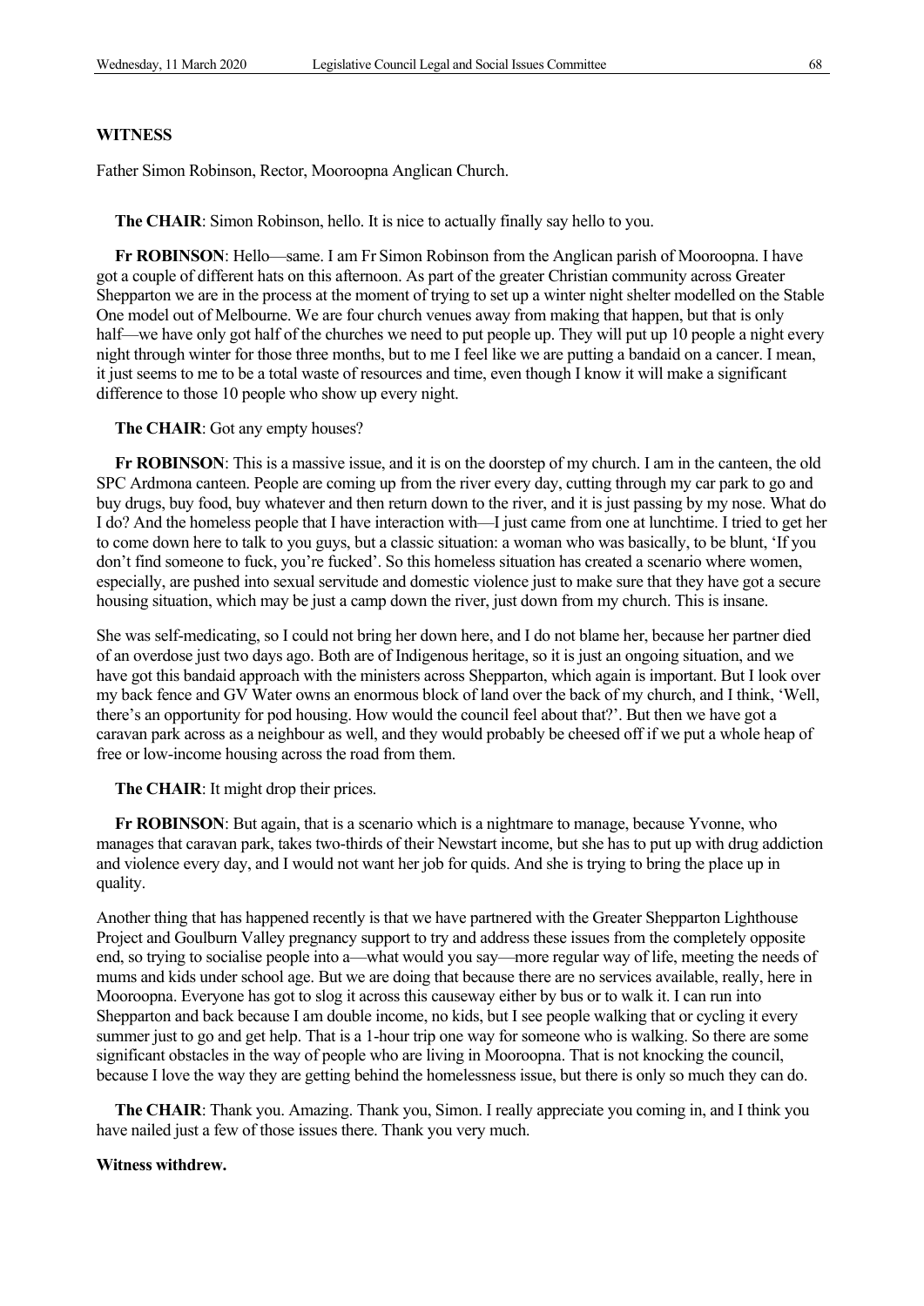**WITNESS**

Father Simon Robinson, Rector, Mooroopna Anglican Church.

**The CHAIR**: Simon Robinson, hello. It is nice to actually finally say hello to you.

**Fr ROBINSON**: Hello—same. I am Fr Simon Robinson from the Anglican parish of Mooroopna. I have got a couple of different hats on this afternoon. As part of the greater Christian community across Greater Shepparton we are in the process at the moment of trying to set up a winter night shelter modelled on the Stable One model out of Melbourne. We are four church venues away from making that happen, but that is only half—we have only got half of the churches we need to put people up. They will put up 10 people a night every night through winter for those three months, but to me I feel like we are putting a bandaid on a cancer. I mean, it just seems to me to be a total waste of resources and time, even though I know it will make a significant difference to those 10 people who show up every night.

**The CHAIR**: Got any empty houses?

**Fr ROBINSON**: This is a massive issue, and it is on the doorstep of my church. I am in the canteen, the old SPC Ardmona canteen. People are coming up from the river every day, cutting through my car park to go and buy drugs, buy food, buy whatever and then return down to the river, and it is just passing by my nose. What do I do? And the homeless people that I have interaction with—I just came from one at lunchtime. I tried to get her to come down here to talk to you guys, but a classic situation: a woman who was basically, to be blunt, 'If you don't find someone to fuck, you're fucked'. So this homeless situation has created a scenario where women, especially, are pushed into sexual servitude and domestic violence just to make sure that they have got a secure housing situation, which may be just a camp down the river, just down from my church. This is insane.

She was self-medicating, so I could not bring her down here, and I do not blame her, because her partner died of an overdose just two days ago. Both are of Indigenous heritage, so it is just an ongoing situation, and we have got this bandaid approach with the ministers across Shepparton, which again is important. But I look over my back fence and GV Water owns an enormous block of land over the back of my church, and I think, 'Well, there's an opportunity for pod housing. How would the council feel about that?'. But then we have got a caravan park across as a neighbour as well, and they would probably be cheesed off if we put a whole heap of free or low-income housing across the road from them.

**The CHAIR**: It might drop their prices.

**Fr ROBINSON**: But again, that is a scenario which is a nightmare to manage, because Yvonne, who manages that caravan park, takes two-thirds of their Newstart income, but she has to put up with drug addiction and violence every day, and I would not want her job for quids. And she is trying to bring the place up in quality.

Another thing that has happened recently is that we have partnered with the Greater Shepparton Lighthouse Project and Goulburn Valley pregnancy support to try and address these issues from the completely opposite end, so trying to socialise people into a—what would you say—more regular way of life, meeting the needs of mums and kids under school age. But we are doing that because there are no services available, really, here in Mooroopna. Everyone has got to slog it across this causeway either by bus or to walk it. I can run into Shepparton and back because I am double income, no kids, but I see people walking that or cycling it every summer just to go and get help. That is a 1-hour trip one way for someone who is walking. So there are some significant obstacles in the way of people who are living in Mooroopna. That is not knocking the council, because I love the way they are getting behind the homelessness issue, but there is only so much they can do.

**The CHAIR**: Thank you. Amazing. Thank you, Simon. I really appreciate you coming in, and I think you have nailed just a few of those issues there. Thank you very much.

**Witness withdrew.**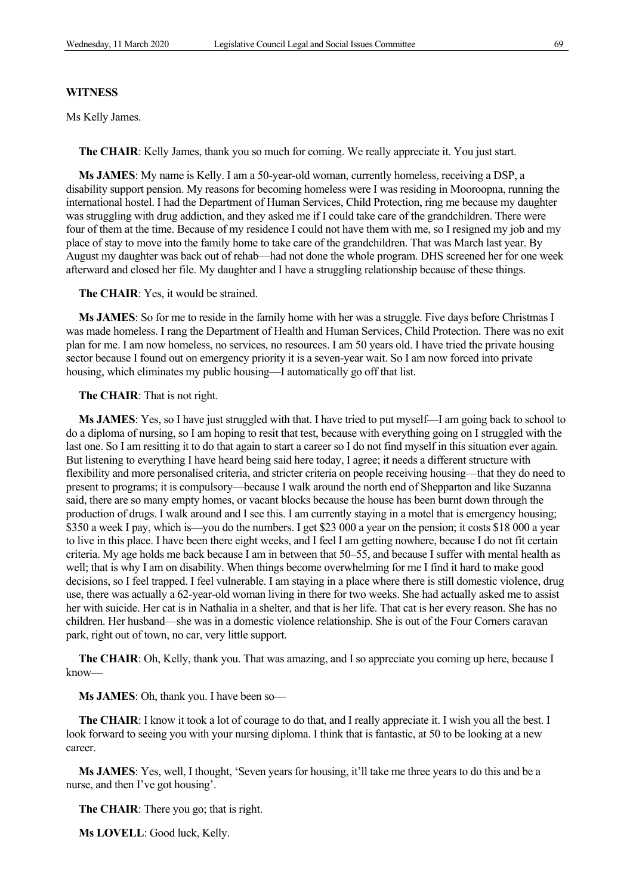**WITNESS**

Ms Kelly James.

**The CHAIR**: Kelly James, thank you so much for coming. We really appreciate it. You just start.

**Ms JAMES**: My name is Kelly. I am a 50-year-old woman, currently homeless, receiving a DSP, a disability support pension. My reasons for becoming homeless were I was residing in Mooroopna, running the international hostel. I had the Department of Human Services, Child Protection, ring me because my daughter was struggling with drug addiction, and they asked me if I could take care of the grandchildren. There were four of them at the time. Because of my residence I could not have them with me, so I resigned my job and my place of stay to move into the family home to take care of the grandchildren. That was March last year. By August my daughter was back out of rehab—had not done the whole program. DHS screened her for one week afterward and closed her file. My daughter and I have a struggling relationship because of these things.

**The CHAIR**: Yes, it would be strained.

**Ms JAMES**: So for me to reside in the family home with her was a struggle. Five days before Christmas I was made homeless. I rang the Department of Health and Human Services, Child Protection. There was no exit plan for me. I am now homeless, no services, no resources. I am 50 years old. I have tried the private housing sector because I found out on emergency priority it is a seven-year wait. So I am now forced into private housing, which eliminates my public housing—I automatically go off that list.

**The CHAIR**: That is not right.

**Ms JAMES**: Yes, so I have just struggled with that. I have tried to put myself—I am going back to school to do a diploma of nursing, so I am hoping to resit that test, because with everything going on I struggled with the last one. So I am resitting it to do that again to start a career so I do not find myself in this situation ever again. But listening to everything I have heard being said here today, I agree; it needs a different structure with flexibility and more personalised criteria, and stricter criteria on people receiving housing—that they do need to present to programs; it is compulsory—because I walk around the north end of Shepparton and like Suzanna said, there are so many empty homes, or vacant blocks because the house has been burnt down through the production of drugs. I walk around and I see this. I am currently staying in a motel that is emergency housing; $350 a week I pay, which is—you do the numbers. I get $23 000 a year on the pension; it costs $18 000 a year to live in this place. I have been there eight weeks, and I feel I am getting nowhere, because I do not fit certain criteria. My age holds me back because I am in between that 50–55, and because I suffer with mental health as well; that is why I am on disability. When things become overwhelming for me I find it hard to make good decisions, so I feel trapped. I feel vulnerable. I am staying in a place where there is still domestic violence, drug use, there was actually a 62-year-old woman living in there for two weeks. She had actually asked me to assist her with suicide. Her cat is in Nathalia in a shelter, and that is her life. That cat is her every reason. She has no children. Her husband—she was in a domestic violence relationship. She is out of the Four Corners caravan park, right out of town, no car, very little support.

**The CHAIR**: Oh, Kelly, thank you. That was amazing, and I so appreciate you coming up here, because I know—

**Ms JAMES**: Oh, thank you. I have been so—

**The CHAIR**: I know it took a lot of courage to do that, and I really appreciate it. I wish you all the best. I look forward to seeing you with your nursing diploma. I think that is fantastic, at 50 to be looking at a new career.

**Ms JAMES**: Yes, well, I thought, 'Seven years for housing, it'll take me three years to do this and be a nurse, and then I've got housing'.

**The CHAIR**: There you go; that is right.

**Ms LOVELL**: Good luck, Kelly.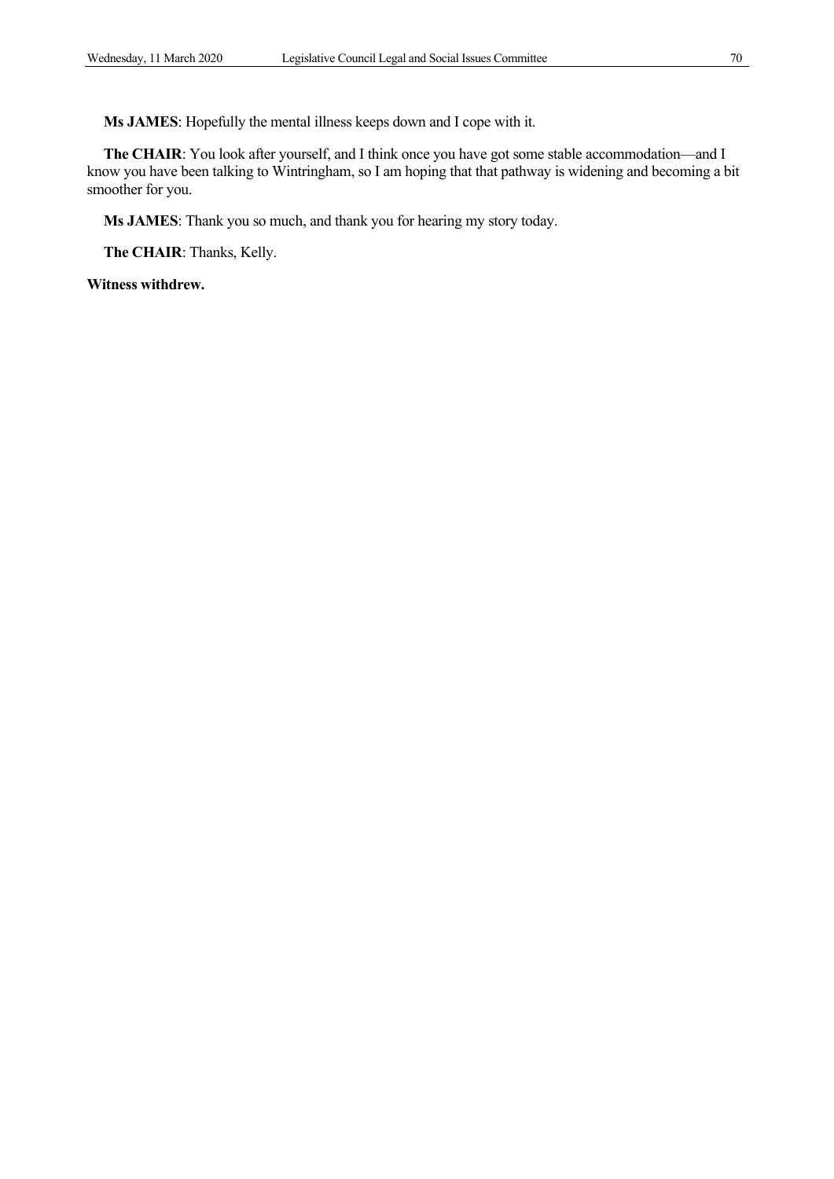**Ms JAMES**: Hopefully the mental illness keeps down and I cope with it.

**The CHAIR**: You look after yourself, and I think once you have got some stable accommodation—and I know you have been talking to Wintringham, so I am hoping that that pathway is widening and becoming a bit smoother for you.

**Ms JAMES**: Thank you so much, and thank you for hearing my story today.

**The CHAIR**: Thanks, Kelly.

**Witness withdrew.**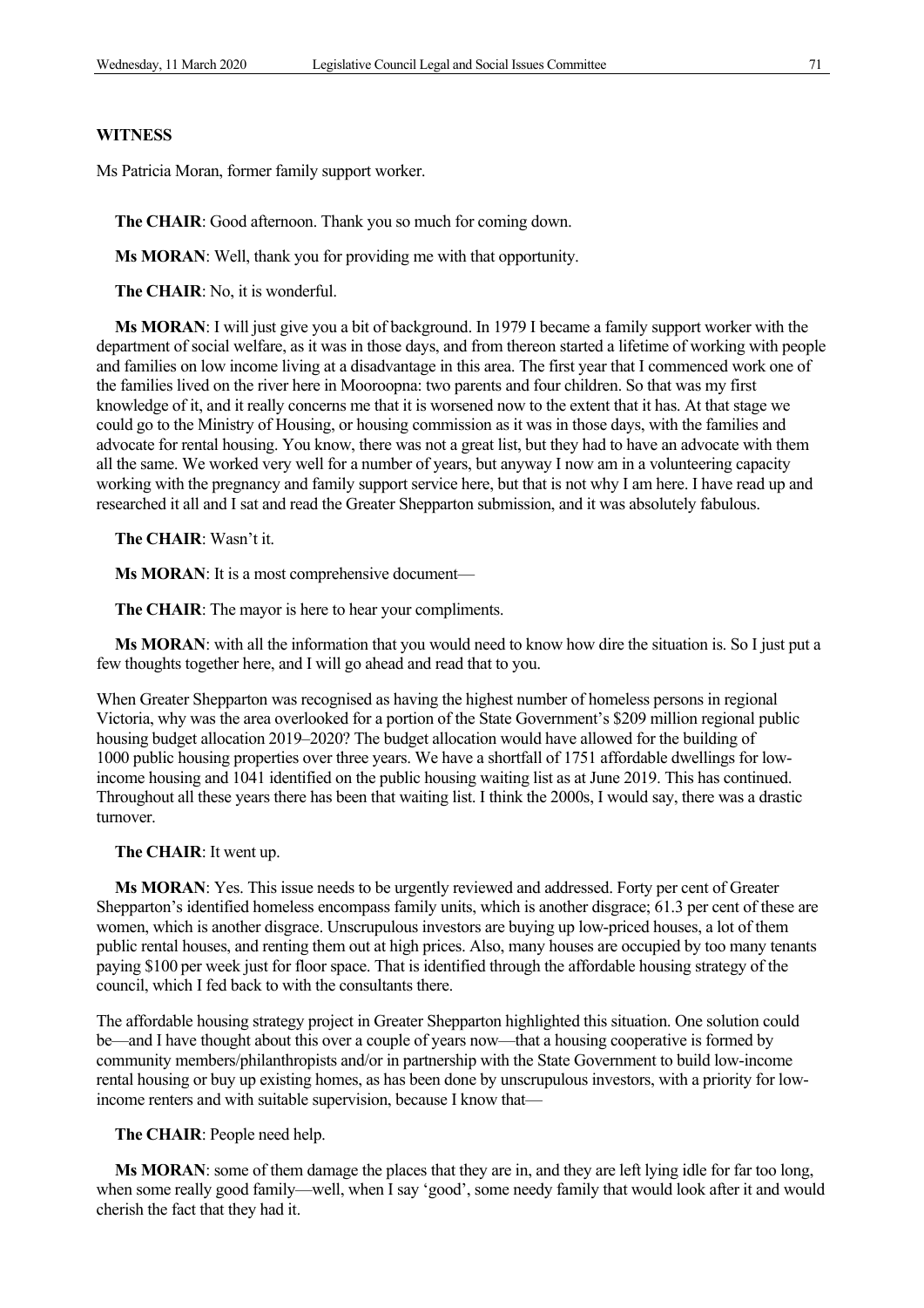**WITNESS**

Ms Patricia Moran, former family support worker.

**The CHAIR**: Good afternoon. Thank you so much for coming down.

**Ms MORAN**: Well, thank you for providing me with that opportunity.

**The CHAIR**: No, it is wonderful.

**Ms MORAN**: I will just give you a bit of background. In 1979 I became a family support worker with the department of social welfare, as it was in those days, and from thereon started a lifetime of working with people and families on low income living at a disadvantage in this area. The first year that I commenced work one of the families lived on the river here in Mooroopna: two parents and four children. So that was my first knowledge of it, and it really concerns me that it is worsened now to the extent that it has. At that stage we could go to the Ministry of Housing, or housing commission as it was in those days, with the families and advocate for rental housing. You know, there was not a great list, but they had to have an advocate with them all the same. We worked very well for a number of years, but anyway I now am in a volunteering capacity working with the pregnancy and family support service here, but that is not why I am here. I have read up and researched it all and I sat and read the Greater Shepparton submission, and it was absolutely fabulous.

**The CHAIR**: Wasn't it.

**Ms MORAN**: It is a most comprehensive document—

**The CHAIR**: The mayor is here to hear your compliments.

**Ms MORAN**: with all the information that you would need to know how dire the situation is. So I just put a few thoughts together here, and I will go ahead and read that to you.

When Greater Shepparton was recognised as having the highest number of homeless persons in regional Victoria, why was the area overlooked for a portion of the State Government's $209 million regional public housing budget allocation 2019–2020? The budget allocation would have allowed for the building of 1000 public housing properties over three years. We have a shortfall of 1751 affordable dwellings for low-income housing and 1041 identified on the public housing waiting list as at June 2019. This has continued. Throughout all these years there has been that waiting list. I think the 2000s, I would say, there was a drastic turnover.

**The CHAIR**: It went up.

**Ms MORAN**: Yes. This issue needs to be urgently reviewed and addressed. Forty per cent of Greater Shepparton's identified homeless encompass family units, which is another disgrace; 61.3 per cent of these are women, which is another disgrace. Unscrupulous investors are buying up low-priced houses, a lot of them public rental houses, and renting them out at high prices. Also, many houses are occupied by too many tenants paying $100 per week just for floor space. That is identified through the affordable housing strategy of the council, which I fed back to with the consultants there.

The affordable housing strategy project in Greater Shepparton highlighted this situation. One solution could be—and I have thought about this over a couple of years now—that a housing cooperative is formed by community members/philanthropists and/or in partnership with the State Government to build low-income rental housing or buy up existing homes, as has been done by unscrupulous investors, with a priority for low-income renters and with suitable supervision, because I know that—

**The CHAIR**: People need help.

**Ms MORAN**: some of them damage the places that they are in, and they are left lying idle for far too long, when some really good family—well, when I say 'good', some needy family that would look after it and would cherish the fact that they had it.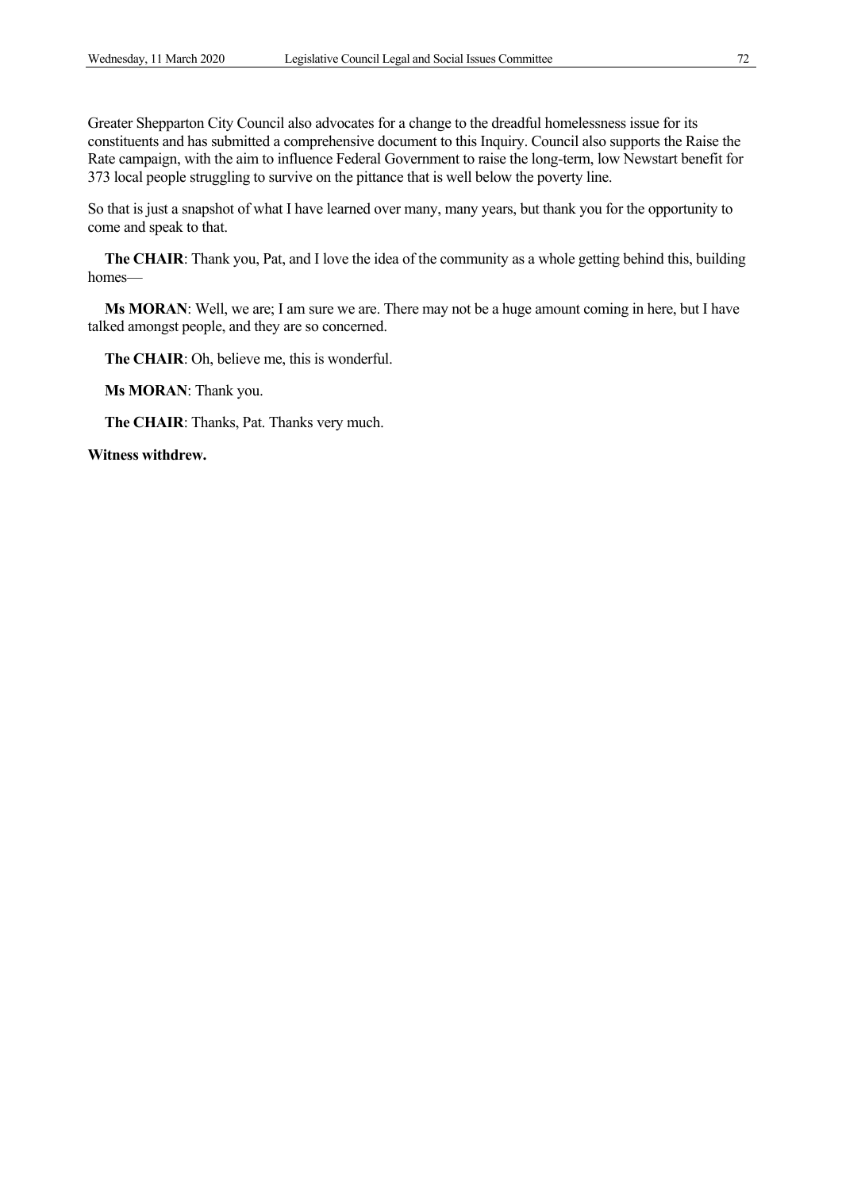Greater Shepparton City Council also advocates for a change to the dreadful homelessness issue for its constituents and has submitted a comprehensive document to this Inquiry. Council also supports the Raise the Rate campaign, with the aim to influence Federal Government to raise the long-term, low Newstart benefit for 373 local people struggling to survive on the pittance that is well below the poverty line.

So that is just a snapshot of what I have learned over many, many years, but thank you for the opportunity to come and speak to that.

**The CHAIR**: Thank you, Pat, and I love the idea of the community as a whole getting behind this, building homes—

**Ms MORAN**: Well, we are; I am sure we are. There may not be a huge amount coming in here, but I have talked amongst people, and they are so concerned.

**The CHAIR**: Oh, believe me, this is wonderful.

**Ms MORAN**: Thank you.

**The CHAIR**: Thanks, Pat. Thanks very much.

**Witness withdrew.**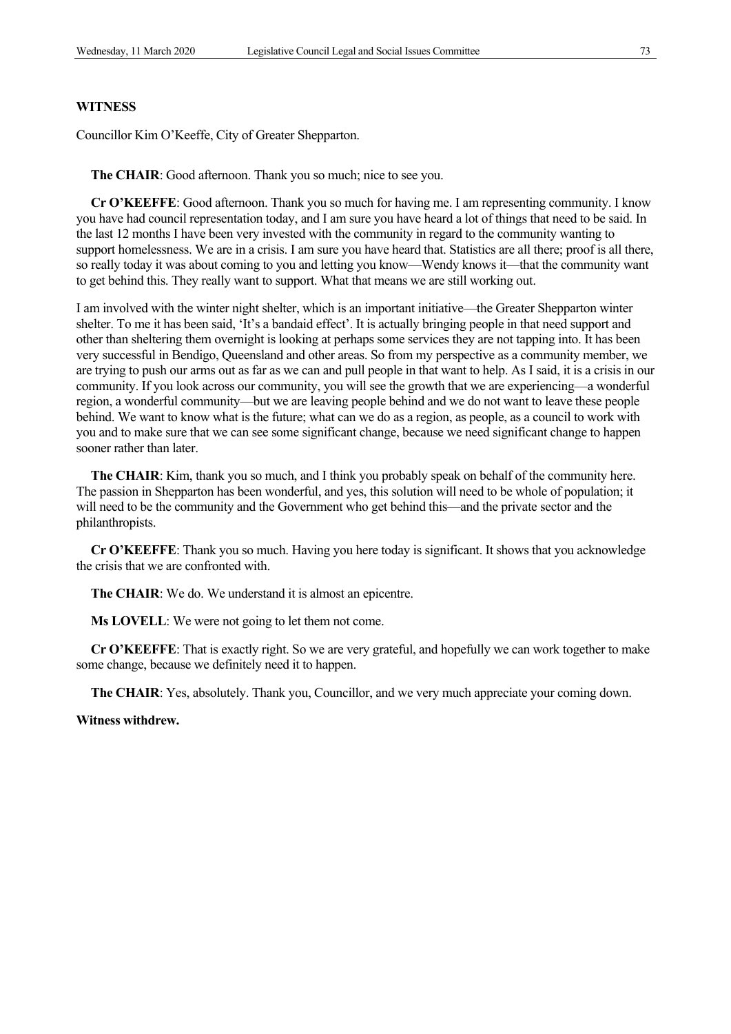**WITNESS**

Councillor Kim O'Keeffe, City of Greater Shepparton.

**The CHAIR**: Good afternoon. Thank you so much; nice to see you.

**Cr O'KEEFFE**: Good afternoon. Thank you so much for having me. I am representing community. I know you have had council representation today, and I am sure you have heard a lot of things that need to be said. In the last 12 months I have been very invested with the community in regard to the community wanting to support homelessness. We are in a crisis. I am sure you have heard that. Statistics are all there; proof is all there, so really today it was about coming to you and letting you know—Wendy knows it—that the community want to get behind this. They really want to support. What that means we are still working out.

I am involved with the winter night shelter, which is an important initiative—the Greater Shepparton winter shelter. To me it has been said, 'It's a bandaid effect'. It is actually bringing people in that need support and other than sheltering them overnight is looking at perhaps some services they are not tapping into. It has been very successful in Bendigo, Queensland and other areas. So from my perspective as a community member, we are trying to push our arms out as far as we can and pull people in that want to help. As I said, it is a crisis in our community. If you look across our community, you will see the growth that we are experiencing—a wonderful region, a wonderful community—but we are leaving people behind and we do not want to leave these people behind. We want to know what is the future; what can we do as a region, as people, as a council to work with you and to make sure that we can see some significant change, because we need significant change to happen sooner rather than later.

**The CHAIR**: Kim, thank you so much, and I think you probably speak on behalf of the community here. The passion in Shepparton has been wonderful, and yes, this solution will need to be whole of population; it will need to be the community and the Government who get behind this—and the private sector and the philanthropists.

**Cr O'KEEFFE**: Thank you so much. Having you here today is significant. It shows that you acknowledge the crisis that we are confronted with.

**The CHAIR**: We do. We understand it is almost an epicentre.

**Ms LOVELL**: We were not going to let them not come.

**Cr O'KEEFFE**: That is exactly right. So we are very grateful, and hopefully we can work together to make some change, because we definitely need it to happen.

**The CHAIR**: Yes, absolutely. Thank you, Councillor, and we very much appreciate your coming down.

**Witness withdrew.**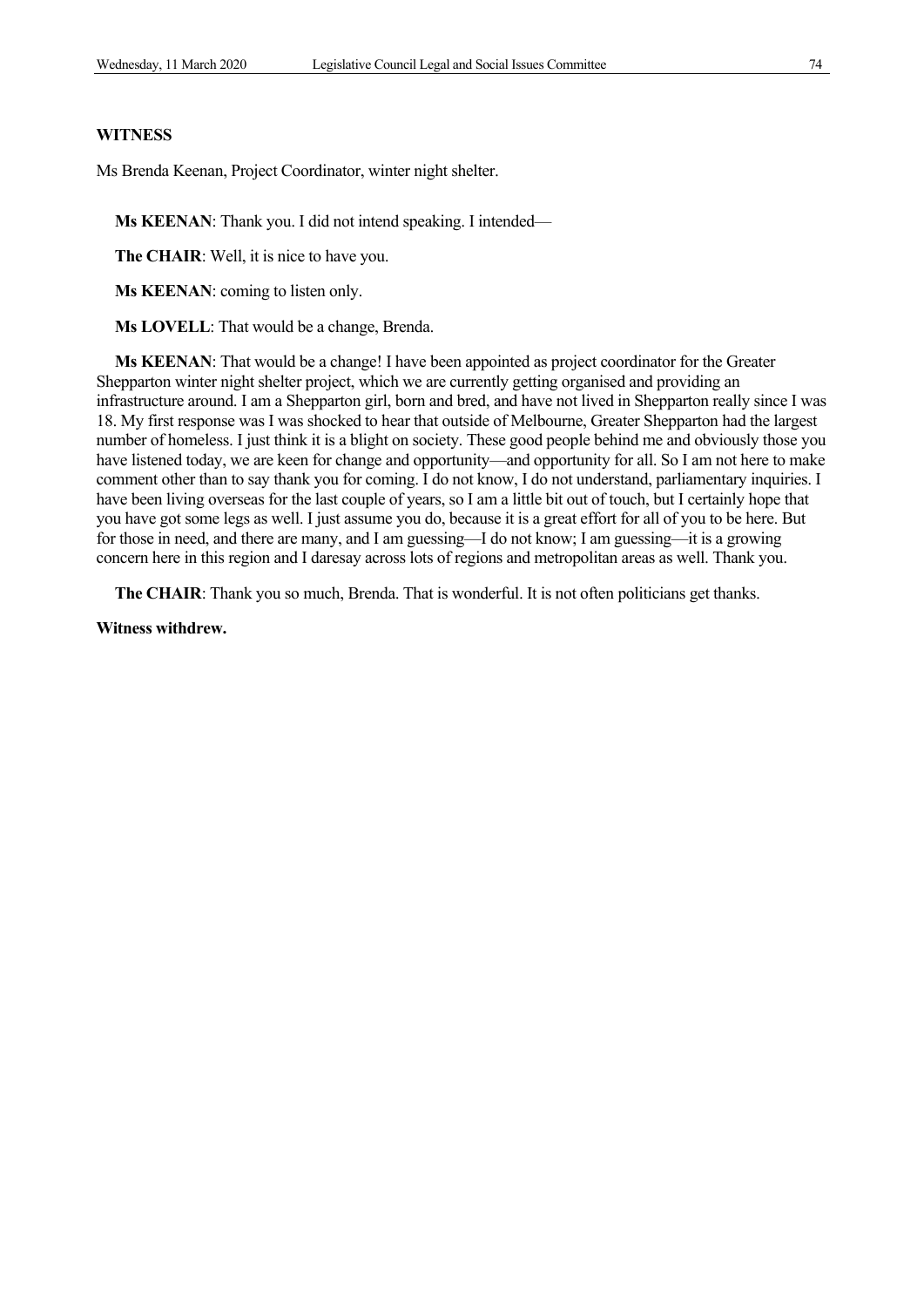**WITNESS**

Ms Brenda Keenan, Project Coordinator, winter night shelter.

**Ms KEENAN**: Thank you. I did not intend speaking. I intended—

**The CHAIR**: Well, it is nice to have you.

**Ms KEENAN**: coming to listen only.

**Ms LOVELL**: That would be a change, Brenda.

**Ms KEENAN**: That would be a change! I have been appointed as project coordinator for the Greater Shepparton winter night shelter project, which we are currently getting organised and providing an infrastructure around. I am a Shepparton girl, born and bred, and have not lived in Shepparton really since I was 18. My first response was I was shocked to hear that outside of Melbourne, Greater Shepparton had the largest number of homeless. I just think it is a blight on society. These good people behind me and obviously those you have listened today, we are keen for change and opportunity—and opportunity for all. So I am not here to make comment other than to say thank you for coming. I do not know, I do not understand, parliamentary inquiries. I have been living overseas for the last couple of years, so I am a little bit out of touch, but I certainly hope that you have got some legs as well. I just assume you do, because it is a great effort for all of you to be here. But for those in need, and there are many, and I am guessing—I do not know; I am guessing—it is a growing concern here in this region and I daresay across lots of regions and metropolitan areas as well. Thank you.

**The CHAIR**: Thank you so much, Brenda. That is wonderful. It is not often politicians get thanks.

**Witness withdrew.**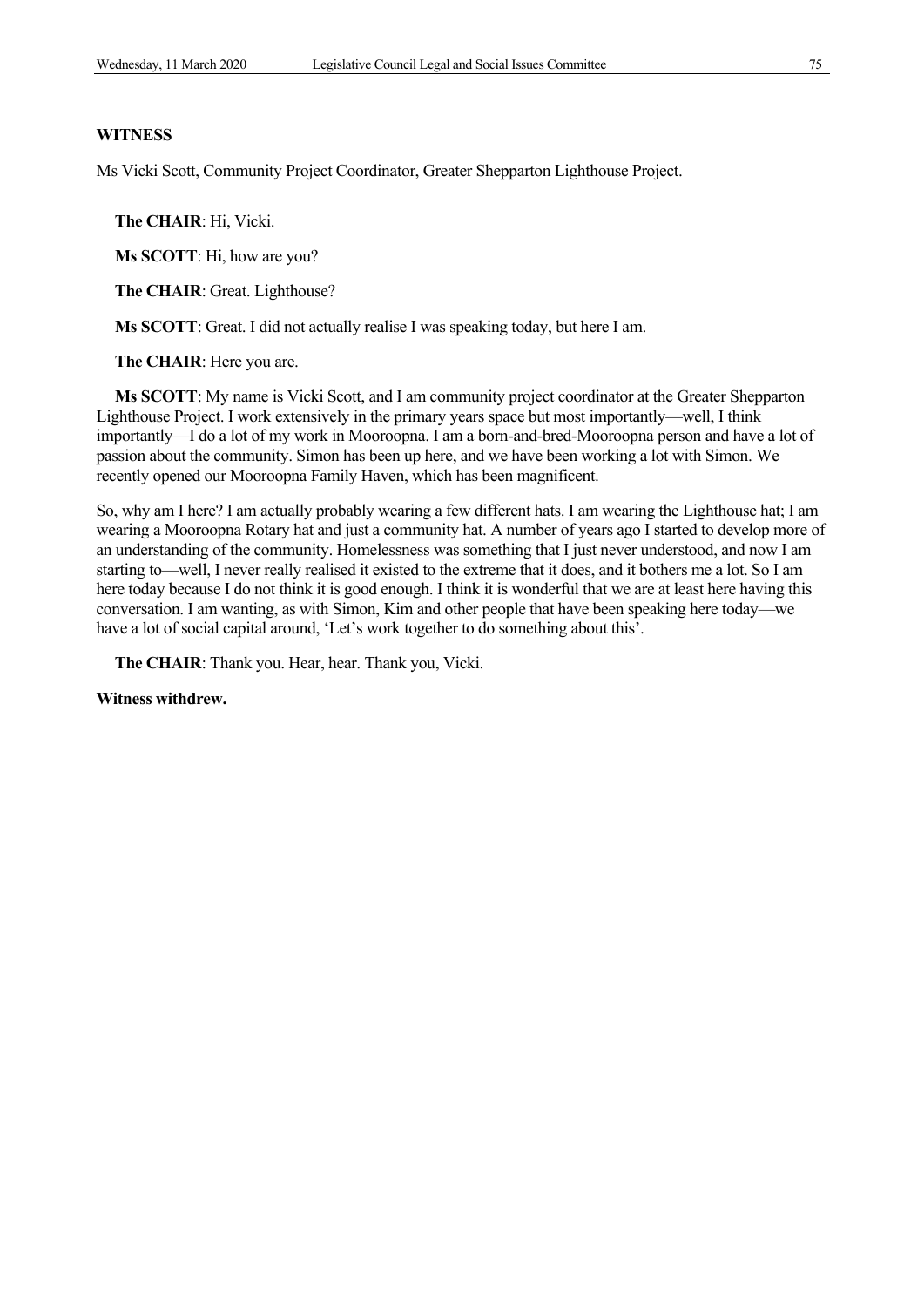**WITNESS**

Ms Vicki Scott, Community Project Coordinator, Greater Shepparton Lighthouse Project.

**The CHAIR**: Hi, Vicki.

**Ms SCOTT**: Hi, how are you?

**The CHAIR**: Great. Lighthouse?

**Ms SCOTT**: Great. I did not actually realise I was speaking today, but here I am.

**The CHAIR**: Here you are.

**Ms SCOTT**: My name is Vicki Scott, and I am community project coordinator at the Greater Shepparton Lighthouse Project. I work extensively in the primary years space but most importantly—well, I think importantly—I do a lot of my work in Mooroopna. I am a born-and-bred-Mooroopna person and have a lot of passion about the community. Simon has been up here, and we have been working a lot with Simon. We recently opened our Mooroopna Family Haven, which has been magnificent.

So, why am I here? I am actually probably wearing a few different hats. I am wearing the Lighthouse hat; I am wearing a Mooroopna Rotary hat and just a community hat. A number of years ago I started to develop more of an understanding of the community. Homelessness was something that I just never understood, and now I am starting to—well, I never really realised it existed to the extreme that it does, and it bothers me a lot. So I am here today because I do not think it is good enough. I think it is wonderful that we are at least here having this conversation. I am wanting, as with Simon, Kim and other people that have been speaking here today—we have a lot of social capital around, 'Let's work together to do something about this'.

**The CHAIR**: Thank you. Hear, hear. Thank you, Vicki.

**Witness withdrew.**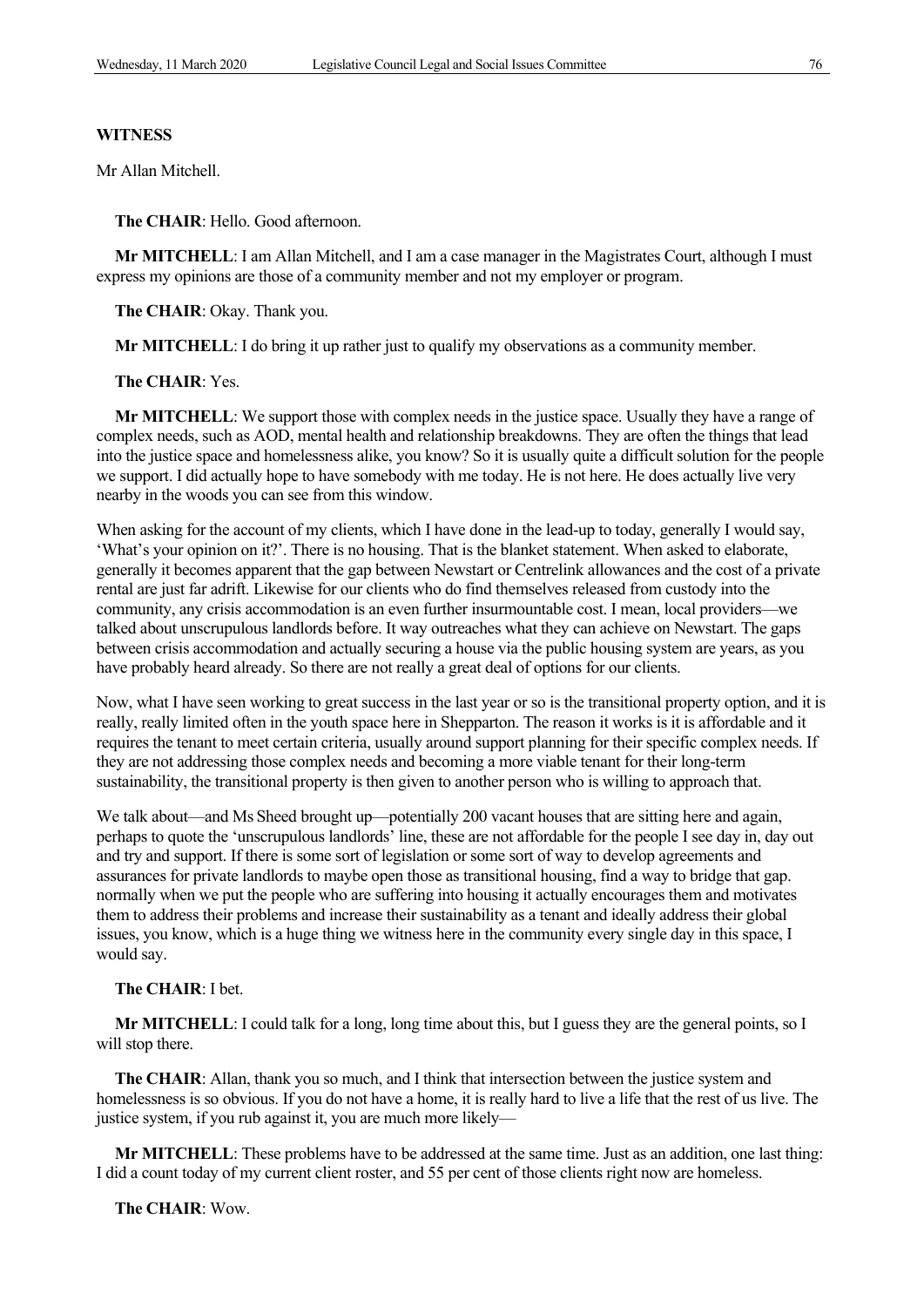**WITNESS**

Mr Allan Mitchell.

**The CHAIR**: Hello. Good afternoon.

**Mr MITCHELL**: I am Allan Mitchell, and I am a case manager in the Magistrates Court, although I must express my opinions are those of a community member and not my employer or program.

**The CHAIR**: Okay. Thank you.

**Mr MITCHELL**: I do bring it up rather just to qualify my observations as a community member.

**The CHAIR**: Yes.

**Mr MITCHELL**: We support those with complex needs in the justice space. Usually they have a range of complex needs, such as AOD, mental health and relationship breakdowns. They are often the things that lead into the justice space and homelessness alike, you know? So it is usually quite a difficult solution for the people we support. I did actually hope to have somebody with me today. He is not here. He does actually live very nearby in the woods you can see from this window.

When asking for the account of my clients, which I have done in the lead-up to today, generally I would say, 'What's your opinion on it?'. There is no housing. That is the blanket statement. When asked to elaborate, generally it becomes apparent that the gap between Newstart or Centrelink allowances and the cost of a private rental are just far adrift. Likewise for our clients who do find themselves released from custody into the community, any crisis accommodation is an even further insurmountable cost. I mean, local providers—we talked about unscrupulous landlords before. It way outreaches what they can achieve on Newstart. The gaps between crisis accommodation and actually securing a house via the public housing system are years, as you have probably heard already. So there are not really a great deal of options for our clients.

Now, what I have seen working to great success in the last year or so is the transitional property option, and it is really, really limited often in the youth space here in Shepparton. The reason it works is it is affordable and it requires the tenant to meet certain criteria, usually around support planning for their specific complex needs. If they are not addressing those complex needs and becoming a more viable tenant for their long-term sustainability, the transitional property is then given to another person who is willing to approach that.

We talk about—and Ms Sheed brought up—potentially 200 vacant houses that are sitting here and again, perhaps to quote the 'unscrupulous landlords' line, these are not affordable for the people I see day in, day out and try and support. If there is some sort of legislation or some sort of way to develop agreements and assurances for private landlords to maybe open those as transitional housing, find a way to bridge that gap. normally when we put the people who are suffering into housing it actually encourages them and motivates them to address their problems and increase their sustainability as a tenant and ideally address their global issues, you know, which is a huge thing we witness here in the community every single day in this space, I would say.

**The CHAIR**: I bet.

**Mr MITCHELL**: I could talk for a long, long time about this, but I guess they are the general points, so I will stop there.

**The CHAIR**: Allan, thank you so much, and I think that intersection between the justice system and homelessness is so obvious. If you do not have a home, it is really hard to live a life that the rest of us live. The justice system, if you rub against it, you are much more likely—

**Mr MITCHELL**: These problems have to be addressed at the same time. Just as an addition, one last thing: I did a count today of my current client roster, and 55 per cent of those clients right now are homeless.

**The CHAIR**: Wow.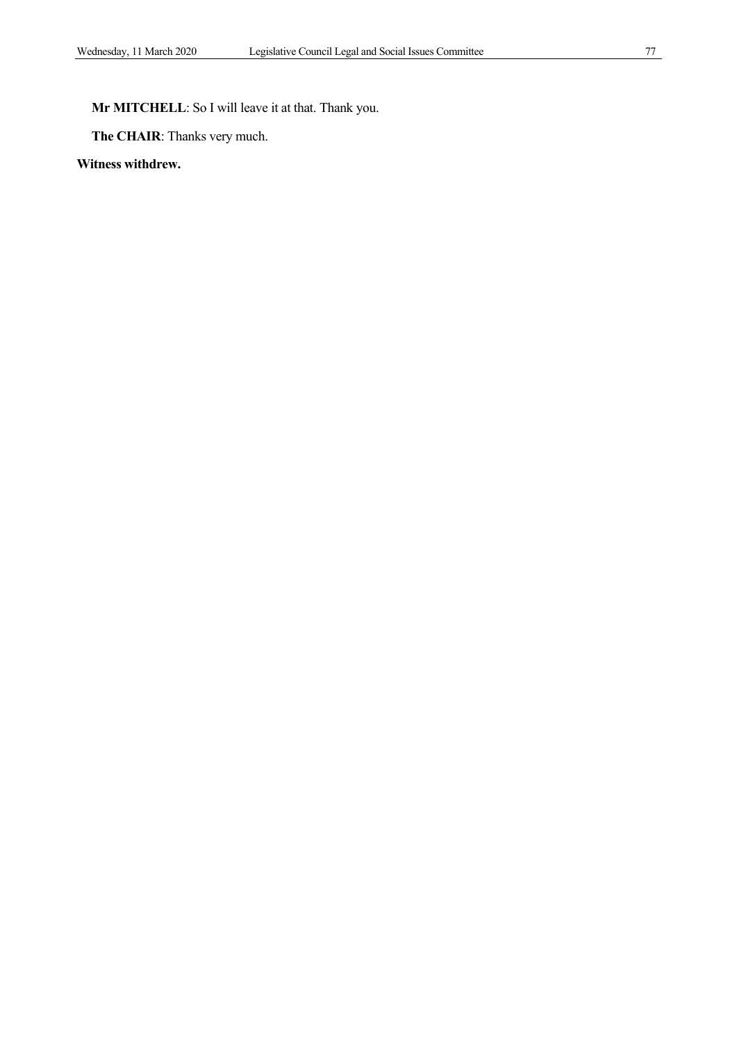**Mr MITCHELL**: So I will leave it at that. Thank you.

**The CHAIR**: Thanks very much.

**Witness withdrew.**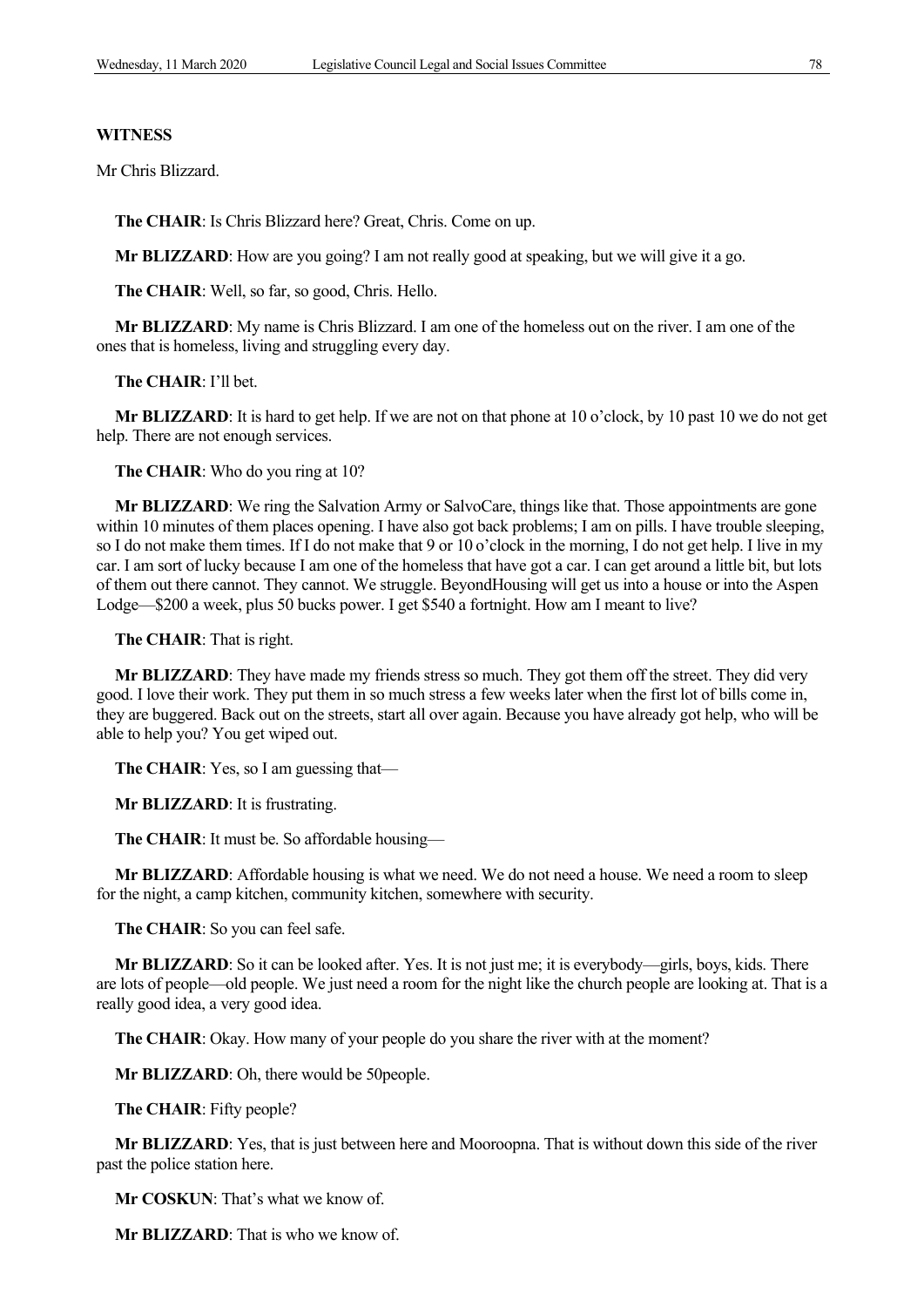**WITNESS**

Mr Chris Blizzard.

**The CHAIR**: Is Chris Blizzard here? Great, Chris. Come on up.

**Mr BLIZZARD**: How are you going? I am not really good at speaking, but we will give it a go.

**The CHAIR**: Well, so far, so good, Chris. Hello.

**Mr BLIZZARD**: My name is Chris Blizzard. I am one of the homeless out on the river. I am one of the ones that is homeless, living and struggling every day.

**The CHAIR**: I'll bet.

**Mr BLIZZARD**: It is hard to get help. If we are not on that phone at 10 o'clock, by 10 past 10 we do not get help. There are not enough services.

**The CHAIR**: Who do you ring at 10?

**Mr BLIZZARD**: We ring the Salvation Army or SalvoCare, things like that. Those appointments are gone within 10 minutes of them places opening. I have also got back problems; I am on pills. I have trouble sleeping, so I do not make them times. If I do not make that 9 or 10 o'clock in the morning, I do not get help. I live in my car. I am sort of lucky because I am one of the homeless that have got a car. I can get around a little bit, but lots of them out there cannot. They cannot. We struggle. BeyondHousing will get us into a house or into the Aspen Lodge—$200 a week, plus 50 bucks power. I get $540 a fortnight. How am I meant to live?

**The CHAIR**: That is right.

**Mr BLIZZARD**: They have made my friends stress so much. They got them off the street. They did very good. I love their work. They put them in so much stress a few weeks later when the first lot of bills come in, they are buggered. Back out on the streets, start all over again. Because you have already got help, who will be able to help you? You get wiped out.

**The CHAIR**: Yes, so I am guessing that—

**Mr BLIZZARD**: It is frustrating.

**The CHAIR**: It must be. So affordable housing—

**Mr BLIZZARD**: Affordable housing is what we need. We do not need a house. We need a room to sleep for the night, a camp kitchen, community kitchen, somewhere with security.

**The CHAIR**: So you can feel safe.

**Mr BLIZZARD**: So it can be looked after. Yes. It is not just me; it is everybody—girls, boys, kids. There are lots of people—old people. We just need a room for the night like the church people are looking at. That is a really good idea, a very good idea.

**The CHAIR**: Okay. How many of your people do you share the river with at the moment?

**Mr BLIZZARD**: Oh, there would be 50people.

**The CHAIR**: Fifty people?

**Mr BLIZZARD**: Yes, that is just between here and Mooroopna. That is without down this side of the river past the police station here.

**Mr COSKUN**: That's what we know of.

**Mr BLIZZARD**: That is who we know of.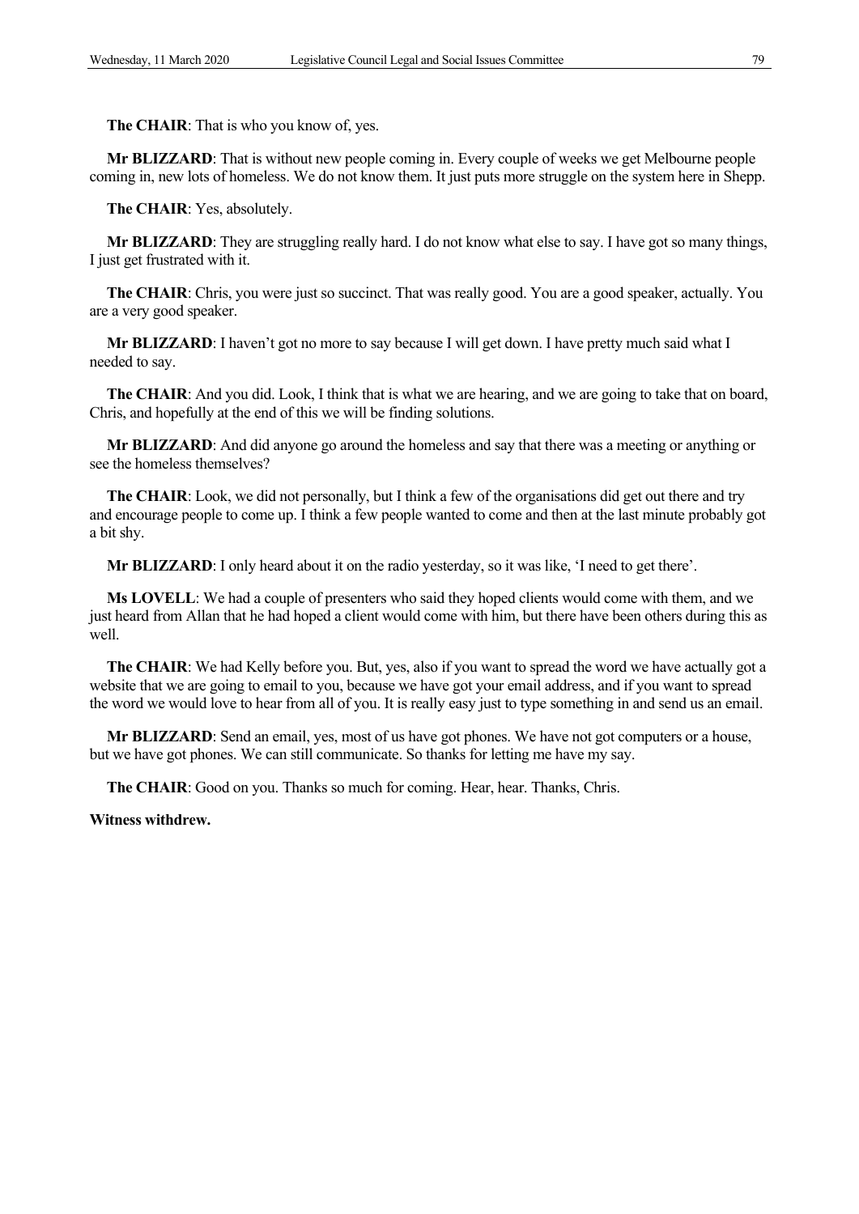**The CHAIR**: That is who you know of, yes.

**Mr BLIZZARD**: That is without new people coming in. Every couple of weeks we get Melbourne people coming in, new lots of homeless. We do not know them. It just puts more struggle on the system here in Shepp.

**The CHAIR**: Yes, absolutely.

**Mr BLIZZARD**: They are struggling really hard. I do not know what else to say. I have got so many things, I just get frustrated with it.

**The CHAIR**: Chris, you were just so succinct. That was really good. You are a good speaker, actually. You are a very good speaker.

**Mr BLIZZARD**: I haven't got no more to say because I will get down. I have pretty much said what I needed to say.

**The CHAIR**: And you did. Look, I think that is what we are hearing, and we are going to take that on board, Chris, and hopefully at the end of this we will be finding solutions.

**Mr BLIZZARD**: And did anyone go around the homeless and say that there was a meeting or anything or see the homeless themselves?

**The CHAIR**: Look, we did not personally, but I think a few of the organisations did get out there and try and encourage people to come up. I think a few people wanted to come and then at the last minute probably got a bit shy.

**Mr BLIZZARD**: I only heard about it on the radio yesterday, so it was like, 'I need to get there'.

**Ms LOVELL**: We had a couple of presenters who said they hoped clients would come with them, and we just heard from Allan that he had hoped a client would come with him, but there have been others during this as well.

**The CHAIR**: We had Kelly before you. But, yes, also if you want to spread the word we have actually got a website that we are going to email to you, because we have got your email address, and if you want to spread the word we would love to hear from all of you. It is really easy just to type something in and send us an email.

**Mr BLIZZARD**: Send an email, yes, most of us have got phones. We have not got computers or a house, but we have got phones. We can still communicate. So thanks for letting me have my say.

**The CHAIR**: Good on you. Thanks so much for coming. Hear, hear. Thanks, Chris.

**Witness withdrew.**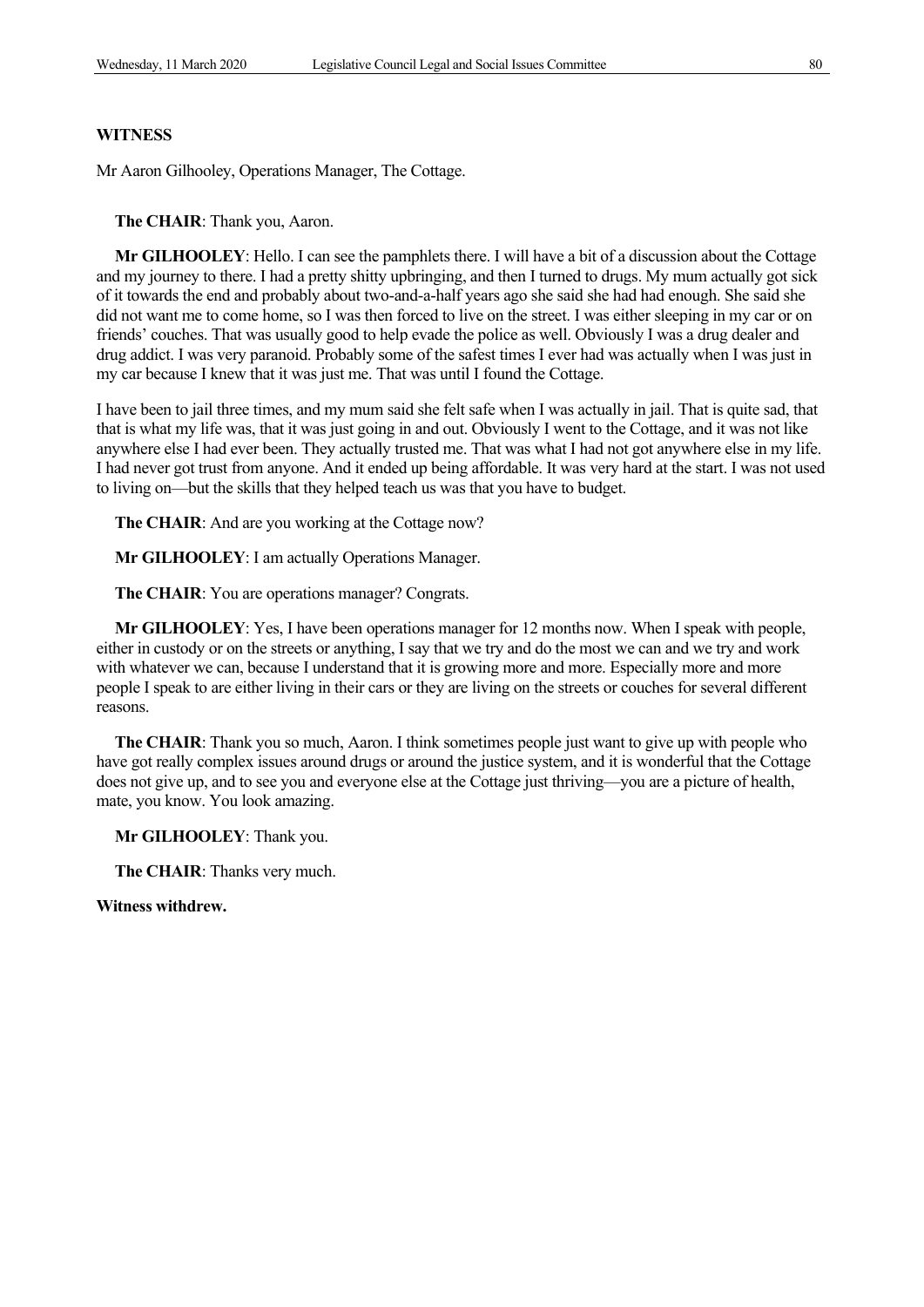**WITNESS**

Mr Aaron Gilhooley, Operations Manager, The Cottage.

**The CHAIR**: Thank you, Aaron.

**Mr GILHOOLEY**: Hello. I can see the pamphlets there. I will have a bit of a discussion about the Cottage and my journey to there. I had a pretty shitty upbringing, and then I turned to drugs. My mum actually got sick of it towards the end and probably about two-and-a-half years ago she said she had had enough. She said she did not want me to come home, so I was then forced to live on the street. I was either sleeping in my car or on friends' couches. That was usually good to help evade the police as well. Obviously I was a drug dealer and drug addict. I was very paranoid. Probably some of the safest times I ever had was actually when I was just in my car because I knew that it was just me. That was until I found the Cottage.

I have been to jail three times, and my mum said she felt safe when I was actually in jail. That is quite sad, that that is what my life was, that it was just going in and out. Obviously I went to the Cottage, and it was not like anywhere else I had ever been. They actually trusted me. That was what I had not got anywhere else in my life. I had never got trust from anyone. And it ended up being affordable. It was very hard at the start. I was not used to living on—but the skills that they helped teach us was that you have to budget.

**The CHAIR**: And are you working at the Cottage now?

**Mr GILHOOLEY**: I am actually Operations Manager.

**The CHAIR**: You are operations manager? Congrats.

**Mr GILHOOLEY**: Yes, I have been operations manager for 12 months now. When I speak with people, either in custody or on the streets or anything, I say that we try and do the most we can and we try and work with whatever we can, because I understand that it is growing more and more. Especially more and more people I speak to are either living in their cars or they are living on the streets or couches for several different reasons.

**The CHAIR**: Thank you so much, Aaron. I think sometimes people just want to give up with people who have got really complex issues around drugs or around the justice system, and it is wonderful that the Cottage does not give up, and to see you and everyone else at the Cottage just thriving—you are a picture of health, mate, you know. You look amazing.

**Mr GILHOOLEY**: Thank you.

**The CHAIR**: Thanks very much.

**Witness withdrew.**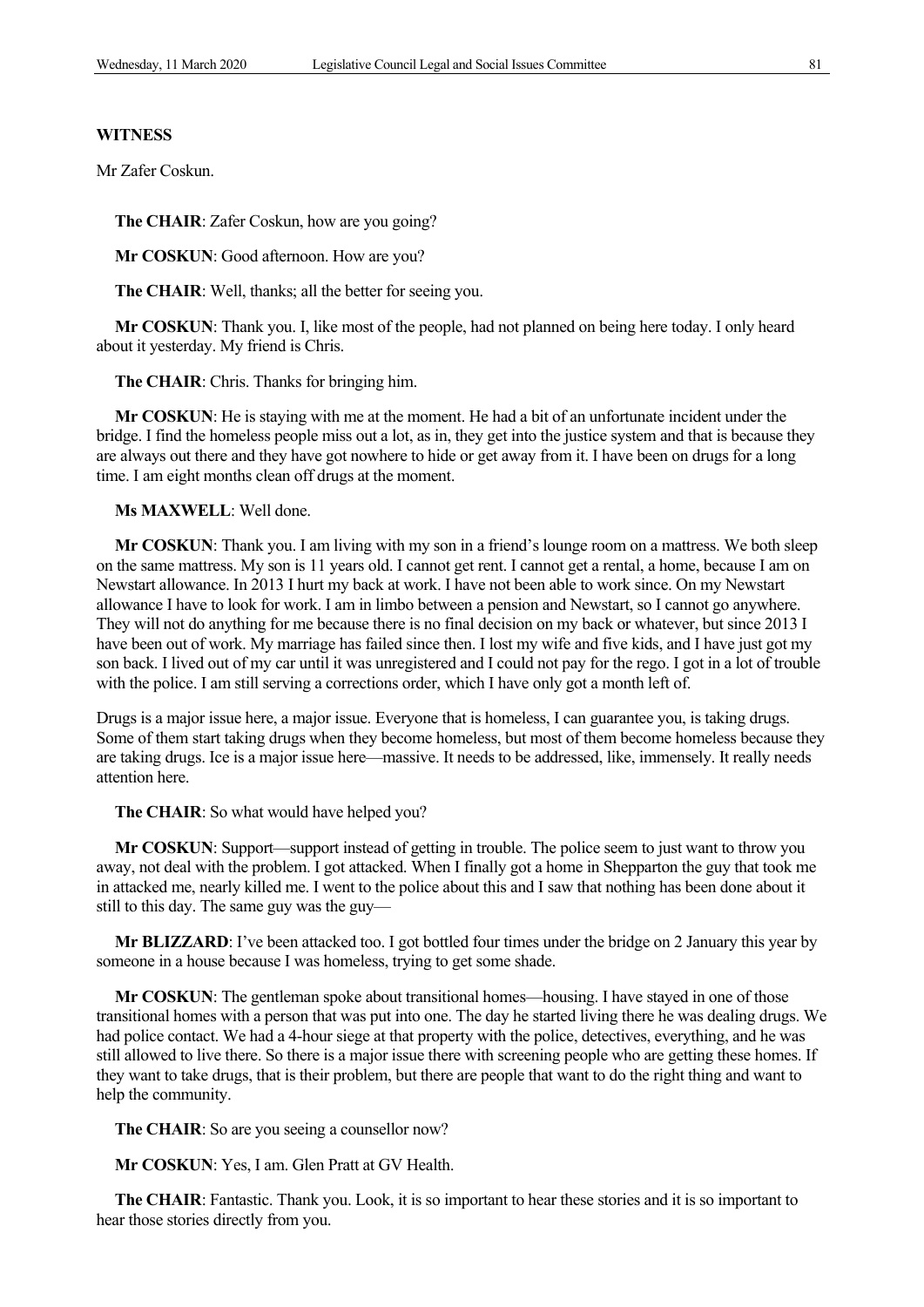**WITNESS**

Mr Zafer Coskun.

**The CHAIR**: Zafer Coskun, how are you going?

**Mr COSKUN**: Good afternoon. How are you?

**The CHAIR**: Well, thanks; all the better for seeing you.

**Mr COSKUN**: Thank you. I, like most of the people, had not planned on being here today. I only heard about it yesterday. My friend is Chris.

**The CHAIR**: Chris. Thanks for bringing him.

**Mr COSKUN**: He is staying with me at the moment. He had a bit of an unfortunate incident under the bridge. I find the homeless people miss out a lot, as in, they get into the justice system and that is because they are always out there and they have got nowhere to hide or get away from it. I have been on drugs for a long time. I am eight months clean off drugs at the moment.

**Ms MAXWELL**: Well done.

**Mr COSKUN**: Thank you. I am living with my son in a friend's lounge room on a mattress. We both sleep on the same mattress. My son is 11 years old. I cannot get rent. I cannot get a rental, a home, because I am on Newstart allowance. In 2013 I hurt my back at work. I have not been able to work since. On my Newstart allowance I have to look for work. I am in limbo between a pension and Newstart, so I cannot go anywhere. They will not do anything for me because there is no final decision on my back or whatever, but since 2013 I have been out of work. My marriage has failed since then. I lost my wife and five kids, and I have just got my son back. I lived out of my car until it was unregistered and I could not pay for the rego. I got in a lot of trouble with the police. I am still serving a corrections order, which I have only got a month left of.

Drugs is a major issue here, a major issue. Everyone that is homeless, I can guarantee you, is taking drugs. Some of them start taking drugs when they become homeless, but most of them become homeless because they are taking drugs. Ice is a major issue here—massive. It needs to be addressed, like, immensely. It really needs attention here.

**The CHAIR**: So what would have helped you?

**Mr COSKUN**: Support—support instead of getting in trouble. The police seem to just want to throw you away, not deal with the problem. I got attacked. When I finally got a home in Shepparton the guy that took me in attacked me, nearly killed me. I went to the police about this and I saw that nothing has been done about it still to this day. The same guy was the guy—

**Mr BLIZZARD**: I've been attacked too. I got bottled four times under the bridge on 2 January this year by someone in a house because I was homeless, trying to get some shade.

**Mr COSKUN**: The gentleman spoke about transitional homes—housing. I have stayed in one of those transitional homes with a person that was put into one. The day he started living there he was dealing drugs. We had police contact. We had a 4-hour siege at that property with the police, detectives, everything, and he was still allowed to live there. So there is a major issue there with screening people who are getting these homes. If they want to take drugs, that is their problem, but there are people that want to do the right thing and want to help the community.

**The CHAIR**: So are you seeing a counsellor now?

**Mr COSKUN**: Yes, I am. Glen Pratt at GV Health.

**The CHAIR**: Fantastic. Thank you. Look, it is so important to hear these stories and it is so important to hear those stories directly from you.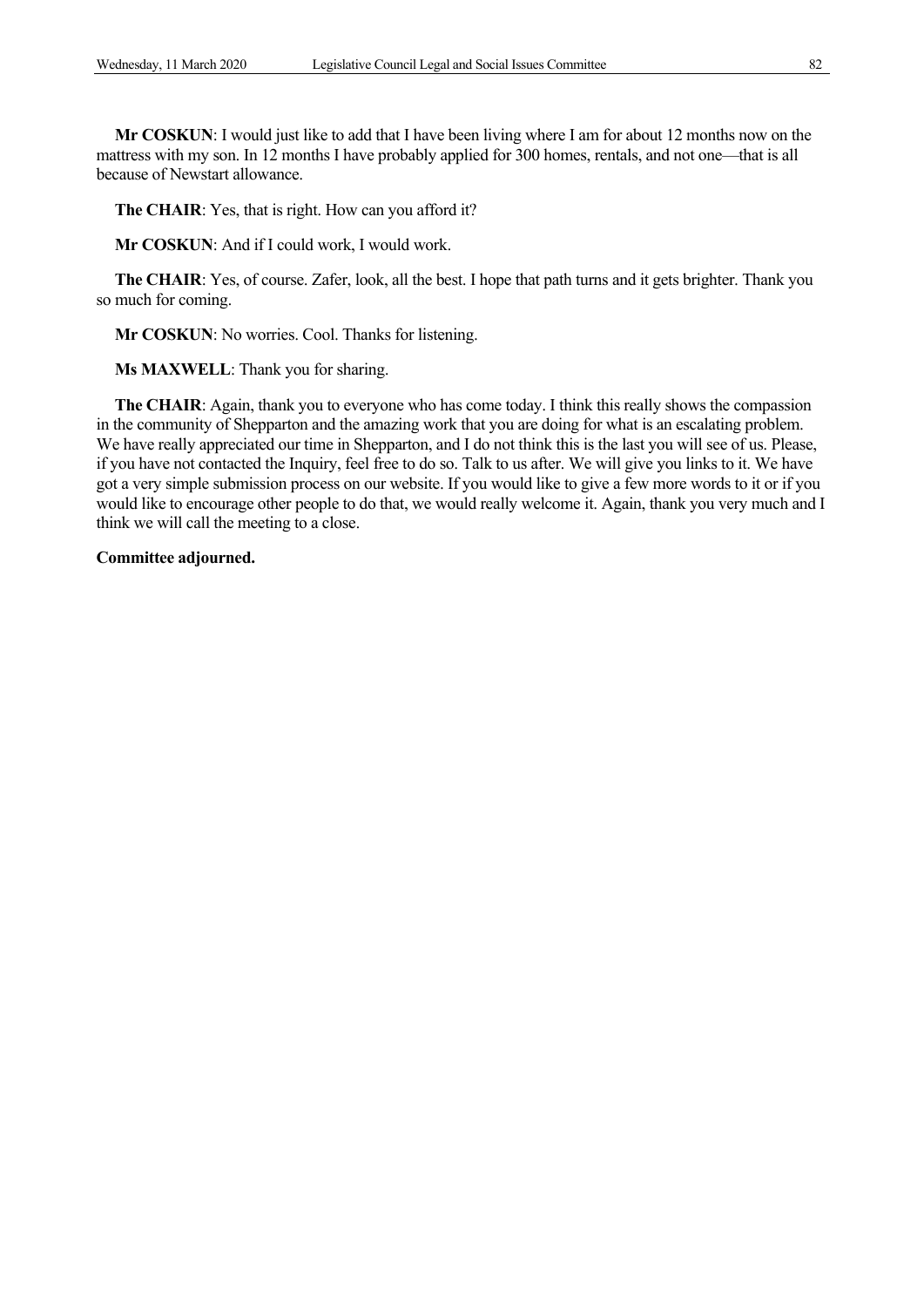**Mr COSKUN**: I would just like to add that I have been living where I am for about 12 months now on the mattress with my son. In 12 months I have probably applied for 300 homes, rentals, and not one—that is all because of Newstart allowance.

**The CHAIR**: Yes, that is right. How can you afford it?

**Mr COSKUN**: And if I could work, I would work.

**The CHAIR**: Yes, of course. Zafer, look, all the best. I hope that path turns and it gets brighter. Thank you so much for coming.

**Mr COSKUN**: No worries. Cool. Thanks for listening.

**Ms MAXWELL**: Thank you for sharing.

**The CHAIR**: Again, thank you to everyone who has come today. I think this really shows the compassion in the community of Shepparton and the amazing work that you are doing for what is an escalating problem. We have really appreciated our time in Shepparton, and I do not think this is the last you will see of us. Please, if you have not contacted the Inquiry, feel free to do so. Talk to us after. We will give you links to it. We have got a very simple submission process on our website. If you would like to give a few more words to it or if you would like to encourage other people to do that, we would really welcome it. Again, thank you very much and I think we will call the meeting to a close.

**Committee adjourned.**